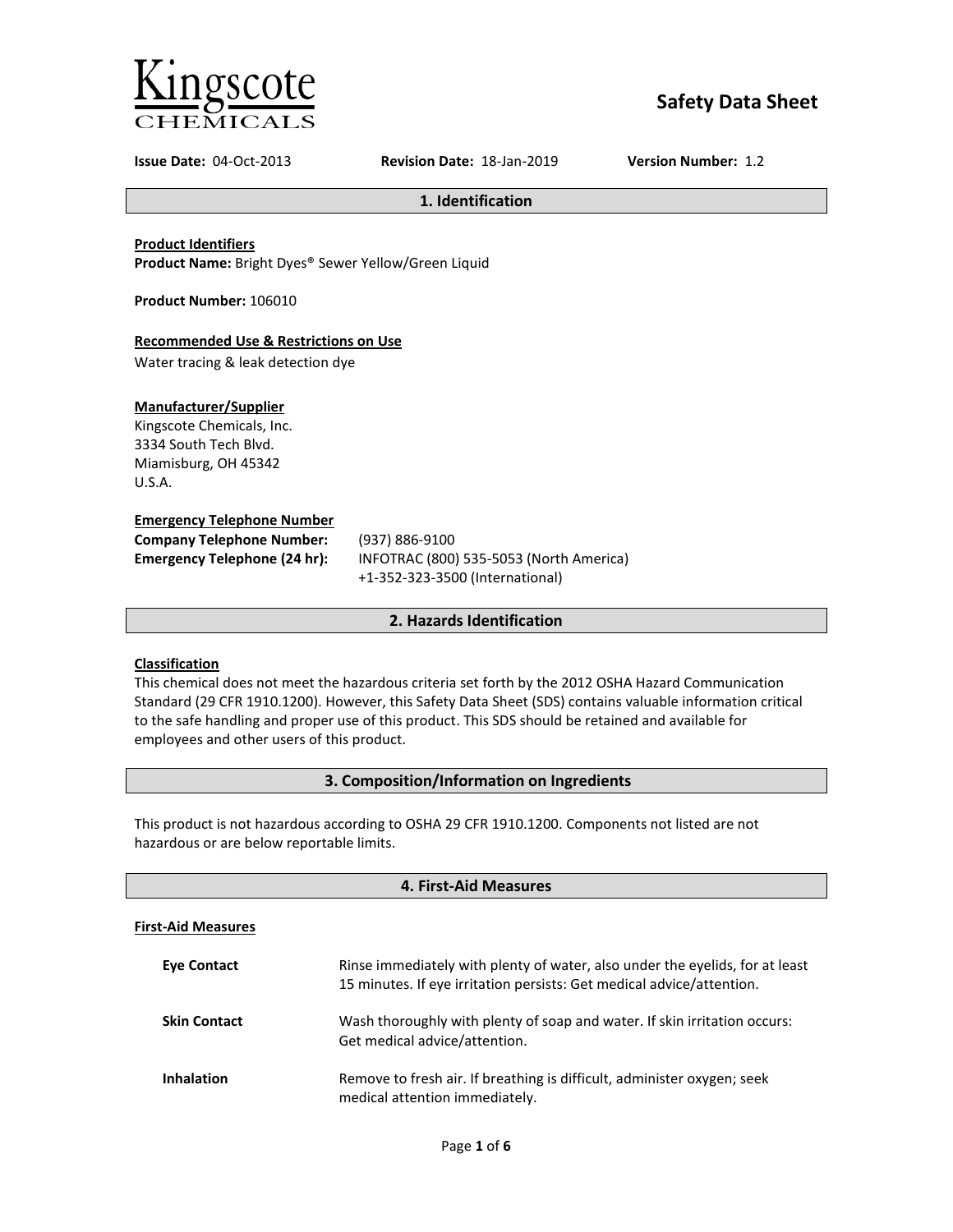Kingscote CHEMICALS

# Safety Data Sheet

**Issue Date:** 04-Oct-2013 **Revision Date:** 18-Jan-2019 **Version Number:** 1.2

## 1. Identification

**Product Identifiers**
**Product Name:** Bright Dyes® Sewer Yellow/Green Liquid

**Product Number:** 106010

**Recommended Use & Restrictions on Use**
Water tracing & leak detection dye

**Manufacturer/Supplier**
Kingscote Chemicals, Inc.
3334 South Tech Blvd.
Miamisburg, OH 45342
U.S.A.

**Emergency Telephone Number**
**Company Telephone Number:** (937) 886-9100
**Emergency Telephone (24 hr):** INFOTRAC (800) 535-5053 (North America)
+1-352-323-3500 (International)

## 2. Hazards Identification

**Classification**
This chemical does not meet the hazardous criteria set forth by the 2012 OSHA Hazard Communication Standard (29 CFR 1910.1200). However, this Safety Data Sheet (SDS) contains valuable information critical to the safe handling and proper use of this product. This SDS should be retained and available for employees and other users of this product.

## 3. Composition/Information on Ingredients

This product is not hazardous according to OSHA 29 CFR 1910.1200. Components not listed are not hazardous or are below reportable limits.

## 4. First-Aid Measures

**First-Aid Measures**

**Eye Contact** Rinse immediately with plenty of water, also under the eyelids, for at least 15 minutes. If eye irritation persists: Get medical advice/attention.

**Skin Contact** Wash thoroughly with plenty of soap and water. If skin irritation occurs: Get medical advice/attention.

**Inhalation** Remove to fresh air. If breathing is difficult, administer oxygen; seek medical attention immediately.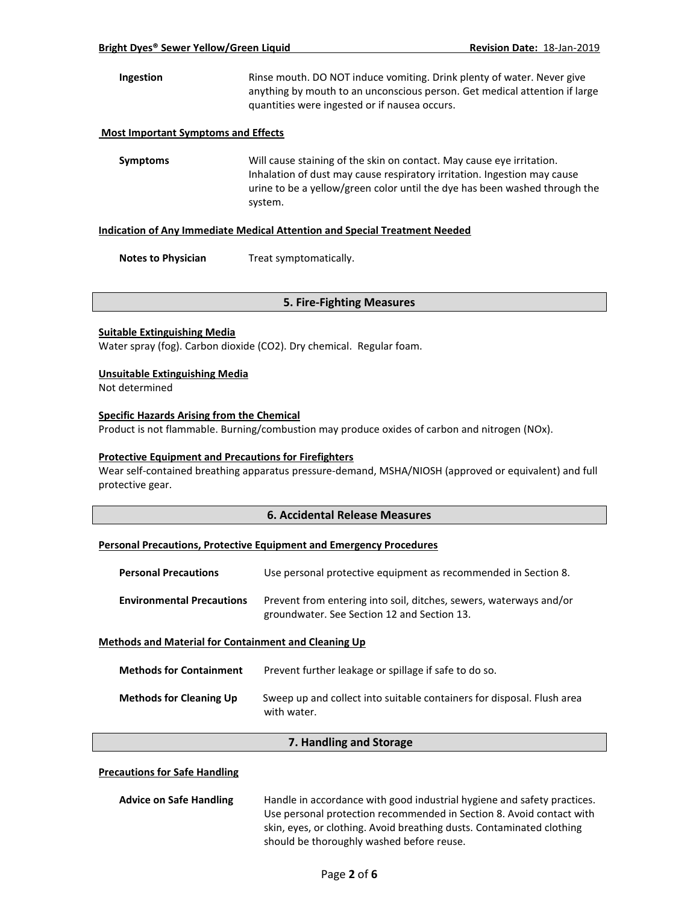| | |
|---|---|
| **Ingestion** | Rinse mouth. DO NOT induce vomiting. Drink plenty of water. Never give anything by mouth to an unconscious person. Get medical attention if large quantities were ingested or if nausea occurs. |

**Most Important Symptoms and Effects**

| | |
|---|---|
| **Symptoms** | Will cause staining of the skin on contact. May cause eye irritation. Inhalation of dust may cause respiratory irritation. Ingestion may cause urine to be a yellow/green color until the dye has been washed through the system. |

**Indication of Any Immediate Medical Attention and Special Treatment Needed**

| | |
|---|---|
| **Notes to Physician** | Treat symptomatically. |

## 5. Fire-Fighting Measures

**Suitable Extinguishing Media**

Water spray (fog). Carbon dioxide ($CO_2$). Dry chemical. Regular foam.

**Unsuitable Extinguishing Media**

Not determined

**Specific Hazards Arising from the Chemical**

Product is not flammable. Burning/combustion may produce oxides of carbon and nitrogen ($NO_x$).

**Protective Equipment and Precautions for Firefighters**

Wear self-contained breathing apparatus pressure-demand, MSHA/NIOSH (approved or equivalent) and full protective gear.

## 6. Accidental Release Measures

**Personal Precautions, Protective Equipment and Emergency Procedures**

| | |
|---|---|
| **Personal Precautions** | Use personal protective equipment as recommended in Section 8. |
| **Environmental Precautions** | Prevent from entering into soil, ditches, sewers, waterways and/or groundwater. See Section 12 and Section 13. |

**Methods and Material for Containment and Cleaning Up**

| | |
|---|---|
| **Methods for Containment** | Prevent further leakage or spillage if safe to do so. |
| **Methods for Cleaning Up** | Sweep up and collect into suitable containers for disposal. Flush area with water. |

## 7. Handling and Storage

**Precautions for Safe Handling**

| | |
|---|---|
| **Advice on Safe Handling** | Handle in accordance with good industrial hygiene and safety practices. Use personal protection recommended in Section 8. Avoid contact with skin, eyes, or clothing. Avoid breathing dusts. Contaminated clothing should be thoroughly washed before reuse. |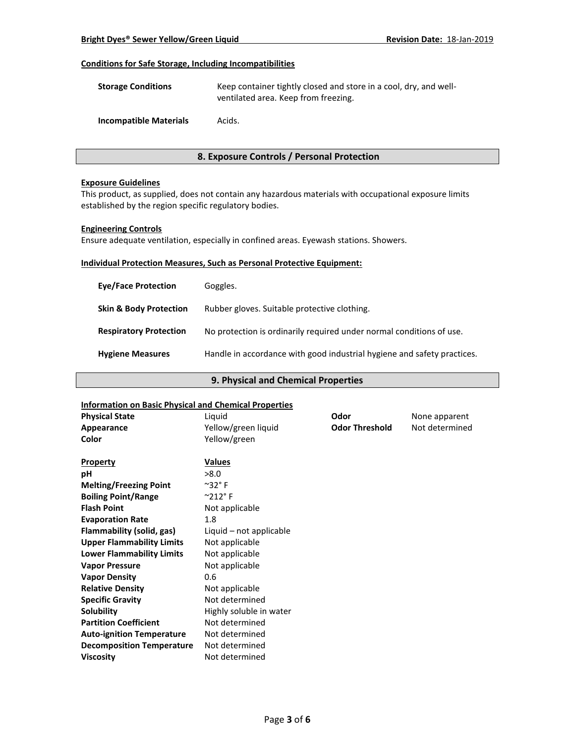#### Conditions for Safe Storage, Including Incompatibilities

| | |
|---|---|
| **Storage Conditions** | Keep container tightly closed and store in a cool, dry, and well-ventilated area. Keep from freezing. |
| **Incompatible Materials** | Acids. |

## 8. Exposure Controls / Personal Protection

#### Exposure Guidelines

This product, as supplied, does not contain any hazardous materials with occupational exposure limits established by the region specific regulatory bodies.

#### Engineering Controls

Ensure adequate ventilation, especially in confined areas. Eyewash stations. Showers.

#### Individual Protection Measures, Such as Personal Protective Equipment:

| | |
|---|---|
| **Eye/Face Protection** | Goggles. |
| **Skin & Body Protection** | Rubber gloves. Suitable protective clothing. |
| **Respiratory Protection** | No protection is ordinarily required under normal conditions of use. |
| **Hygiene Measures** | Handle in accordance with good industrial hygiene and safety practices. |

## 9. Physical and Chemical Properties

#### Information on Basic Physical and Chemical Properties

| | | | |
|---|---|---|---|
| **Physical State** | Liquid | **Odor** | None apparent |
| **Appearance** | Yellow/green liquid | **Odor Threshold** | Not determined |
| **Color** | Yellow/green | | |

| Property | Values |
|---|---|
| **pH** | >8.0 |
| **Melting/Freezing Point** | ~32° F |
| **Boiling Point/Range** | ~212° F |
| **Flash Point** | Not applicable |
| **Evaporation Rate** | 1.8 |
| **Flammability (solid, gas)** | Liquid – not applicable |
| **Upper Flammability Limits** | Not applicable |
| **Lower Flammability Limits** | Not applicable |
| **Vapor Pressure** | Not applicable |
| **Vapor Density** | 0.6 |
| **Relative Density** | Not applicable |
| **Specific Gravity** | Not determined |
| **Solubility** | Highly soluble in water |
| **Partition Coefficient** | Not determined |
| **Auto-ignition Temperature** | Not determined |
| **Decomposition Temperature** | Not determined |
| **Viscosity** | Not determined |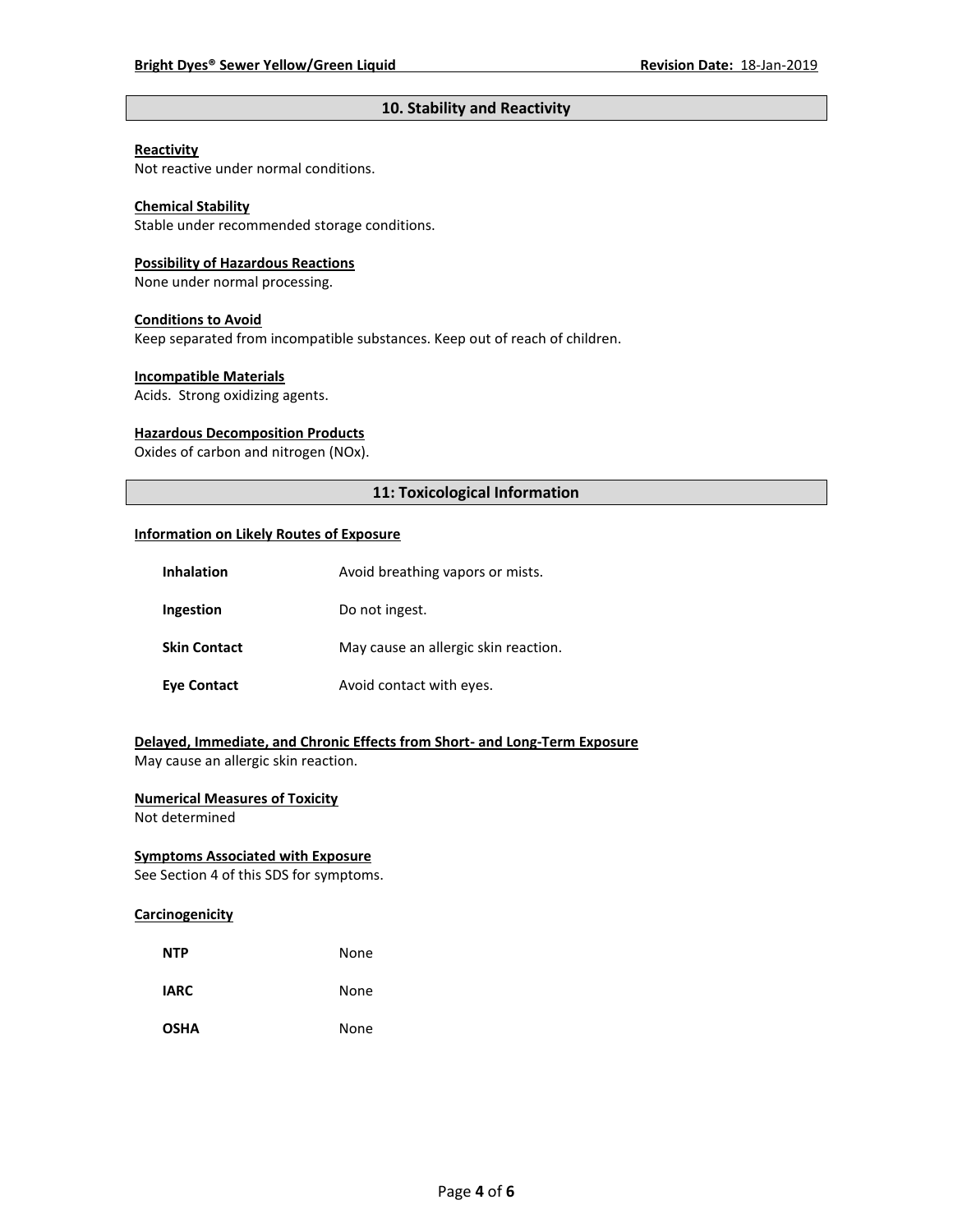## 10. Stability and Reactivity

**Reactivity**
Not reactive under normal conditions.

**Chemical Stability**
Stable under recommended storage conditions.

**Possibility of Hazardous Reactions**
None under normal processing.

**Conditions to Avoid**
Keep separated from incompatible substances. Keep out of reach of children.

**Incompatible Materials**
Acids. Strong oxidizing agents.

**Hazardous Decomposition Products**
Oxides of carbon and nitrogen (NOx).

## 11: Toxicological Information

**Information on Likely Routes of Exposure**

| | |
|---|---|
| **Inhalation** | Avoid breathing vapors or mists. |
| **Ingestion** | Do not ingest. |
| **Skin Contact** | May cause an allergic skin reaction. |
| **Eye Contact** | Avoid contact with eyes. |

**Delayed, Immediate, and Chronic Effects from Short- and Long-Term Exposure**
May cause an allergic skin reaction.

**Numerical Measures of Toxicity**
Not determined

**Symptoms Associated with Exposure**
See Section 4 of this SDS for symptoms.

**Carcinogenicity**

| | |
|---|---|
| **NTP** | None |
| **IARC** | None |
| **OSHA** | None |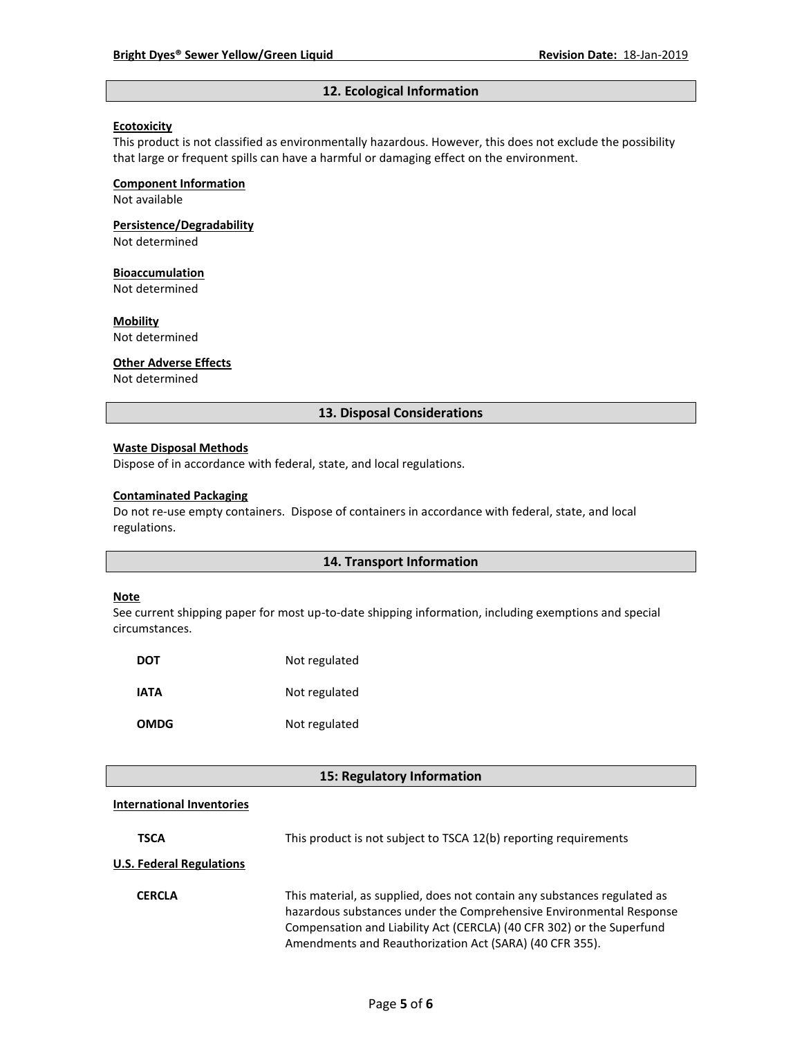## 12. Ecological Information

**Ecotoxicity**

This product is not classified as environmentally hazardous. However, this does not exclude the possibility that large or frequent spills can have a harmful or damaging effect on the environment.

**Component Information**

Not available

**Persistence/Degradability**

Not determined

**Bioaccumulation**

Not determined

**Mobility**

Not determined

**Other Adverse Effects**

Not determined

## 13. Disposal Considerations

**Waste Disposal Methods**

Dispose of in accordance with federal, state, and local regulations.

**Contaminated Packaging**

Do not re-use empty containers. Dispose of containers in accordance with federal, state, and local regulations.

## 14. Transport Information

**Note**

See current shipping paper for most up-to-date shipping information, including exemptions and special circumstances.

| | |
|---|---|
| **DOT** | Not regulated |
| **IATA** | Not regulated |
| **OMDG** | Not regulated |

## 15: Regulatory Information

**International Inventories**

| | |
|---|---|
| **TSCA** | This product is not subject to TSCA 12(b) reporting requirements |

**U.S. Federal Regulations**

| | |
|---|---|
| **CERCLA** | This material, as supplied, does not contain any substances regulated as hazardous substances under the Comprehensive Environmental Response Compensation and Liability Act (CERCLA) (40 CFR 302) or the Superfund Amendments and Reauthorization Act (SARA) (40 CFR 355). |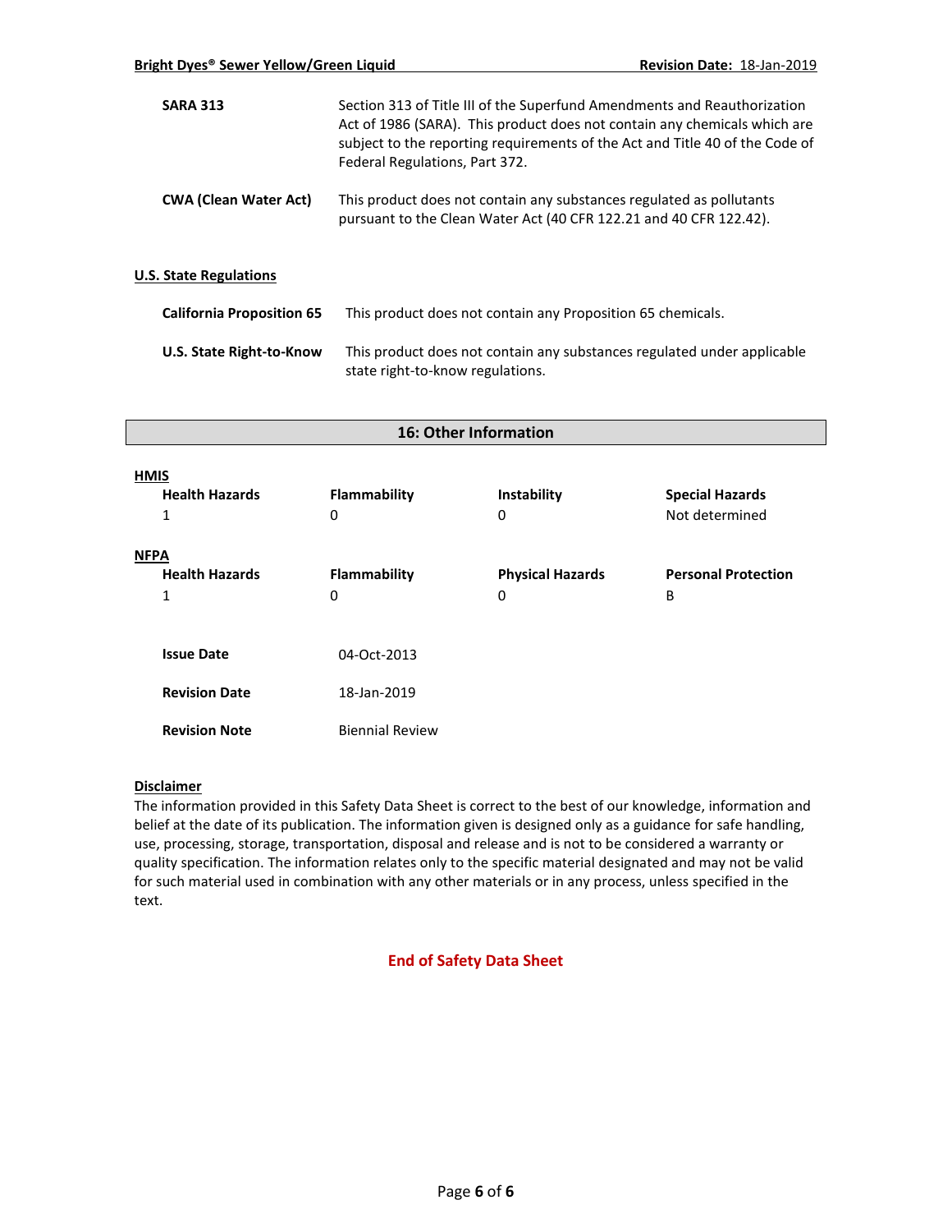| | |
|---|---|
| **SARA 313** | Section 313 of Title III of the Superfund Amendments and Reauthorization Act of 1986 (SARA). This product does not contain any chemicals which are subject to the reporting requirements of the Act and Title 40 of the Code of Federal Regulations, Part 372. |
| **CWA (Clean Water Act)** | This product does not contain any substances regulated as pollutants pursuant to the Clean Water Act (40 CFR 122.21 and 40 CFR 122.42). |

### U.S. State Regulations

| | |
|---|---|
| **California Proposition 65** | This product does not contain any Proposition 65 chemicals. |
| **U.S. State Right-to-Know** | This product does not contain any substances regulated under applicable state right-to-know regulations. |

## 16: Other Information

### HMIS

| Health Hazards | Flammability | Instability | Special Hazards |
|---|---|---|---|
| 1 | 0 | 0 | Not determined |

### NFPA

| Health Hazards | Flammability | Physical Hazards | Personal Protection |
|---|---|---|---|
| 1 | 0 | 0 | B |

| | |
|---|---|
| **Issue Date** | 04-Oct-2013 |
| **Revision Date** | 18-Jan-2019 |
| **Revision Note** | Biennial Review |

### Disclaimer

The information provided in this Safety Data Sheet is correct to the best of our knowledge, information and belief at the date of its publication. The information given is designed only as a guidance for safe handling, use, processing, storage, transportation, disposal and release and is not to be considered a warranty or quality specification. The information relates only to the specific material designated and may not be valid for such material used in combination with any other materials or in any process, unless specified in the text.

**End of Safety Data Sheet**